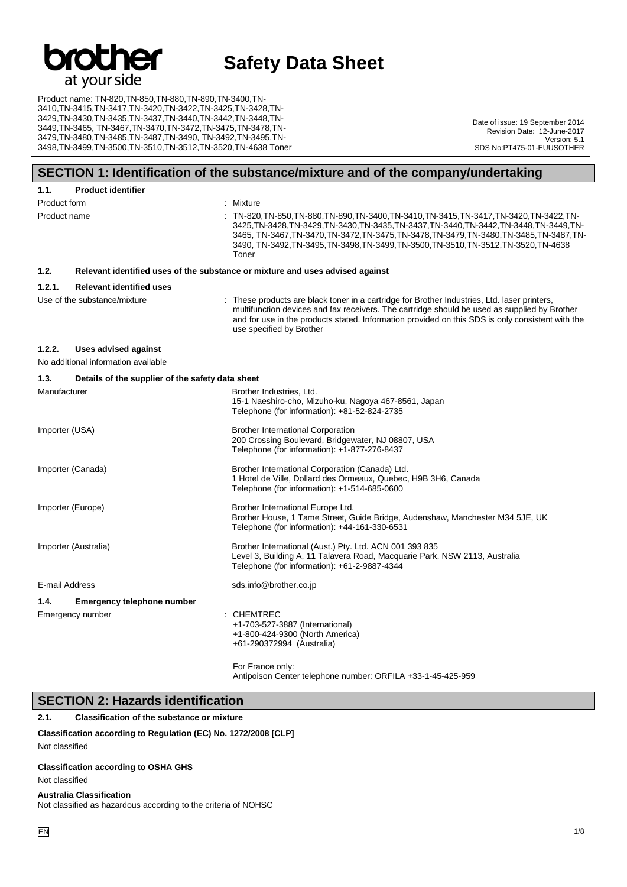# Safety Data Sheet

Product name: TN-820,TN-850,TN-880,TN-890,TN-3400,TN-3410,TN-3415,TN-3417,TN-3420,TN-3422,TN-3425,TN-3428,TN-3429,TN-3430,TN-3435,TN-3437,TN-3440,TN-3442,TN-3448,TN-3449,TN-3465, TN-3467,TN-3470,TN-3472,TN-3475,TN-3478,TN-3479,TN-3480,TN-3485,TN-3487,TN-3490, TN-3492,TN-3495,TN-3498,TN-3499,TN-3500,TN-3510,TN-3512,TN-3520,TN-4638 Toner

Date of issue: 19 September 2014
Revision Date: 12-June-2017
Version: 5.1
SDS No:PT475-01-EUUSOTHER

## SECTION 1: Identification of the substance/mixture and of the company/undertaking

### 1.1. Product identifier

Product form : Mixture

Product name : TN-820,TN-850,TN-880,TN-890,TN-3400,TN-3410,TN-3415,TN-3417,TN-3420,TN-3422,TN-3425,TN-3428,TN-3429,TN-3430,TN-3435,TN-3437,TN-3440,TN-3442,TN-3448,TN-3449,TN-3465, TN-3467,TN-3470,TN-3472,TN-3475,TN-3478,TN-3479,TN-3480,TN-3485,TN-3487,TN-3490, TN-3492,TN-3495,TN-3498,TN-3499,TN-3500,TN-3510,TN-3512,TN-3520,TN-4638 Toner

### 1.2. Relevant identified uses of the substance or mixture and uses advised against

#### 1.2.1. Relevant identified uses

Use of the substance/mixture : These products are black toner in a cartridge for Brother Industries, Ltd. laser printers, multifunction devices and fax receivers. The cartridge should be used as supplied by Brother and for use in the products stated. Information provided on this SDS is only consistent with the use specified by Brother

#### 1.2.2. Uses advised against

No additional information available

### 1.3. Details of the supplier of the safety data sheet

Manufacturer
Brother Industries, Ltd.
15-1 Naeshiro-cho, Mizuho-ku, Nagoya 467-8561, Japan
Telephone (for information): +81-52-824-2735

Importer (USA)
Brother International Corporation
200 Crossing Boulevard, Bridgewater, NJ 08807, USA
Telephone (for information): +1-877-276-8437

Importer (Canada)
Brother International Corporation (Canada) Ltd.
1 Hotel de Ville, Dollard des Ormeaux, Quebec, H9B 3H6, Canada
Telephone (for information): +1-514-685-0600

Importer (Europe)
Brother International Europe Ltd.
Brother House, 1 Tame Street, Guide Bridge, Audenshaw, Manchester M34 5JE, UK
Telephone (for information): +44-161-330-6531

Importer (Australia)
Brother International (Aust.) Pty. Ltd. ACN 001 393 835
Level 3, Building A, 11 Talavera Road, Macquarie Park, NSW 2113, Australia
Telephone (for information): +61-2-9887-4344

E-mail Address
sds.info@brother.co.jp

### 1.4. Emergency telephone number

Emergency number : CHEMTREC
+1-703-527-3887 (International)
+1-800-424-9300 (North America)
+61-290372994 (Australia)

For France only:
Antipoison Center telephone number: ORFILA +33-1-45-425-959

## SECTION 2: Hazards identification

### 2.1. Classification of the substance or mixture

**Classification according to Regulation (EC) No. 1272/2008 [CLP]**

Not classified

**Classification according to OSHA GHS**

Not classified

**Australia Classification**

Not classified as hazardous according to the criteria of NOHSC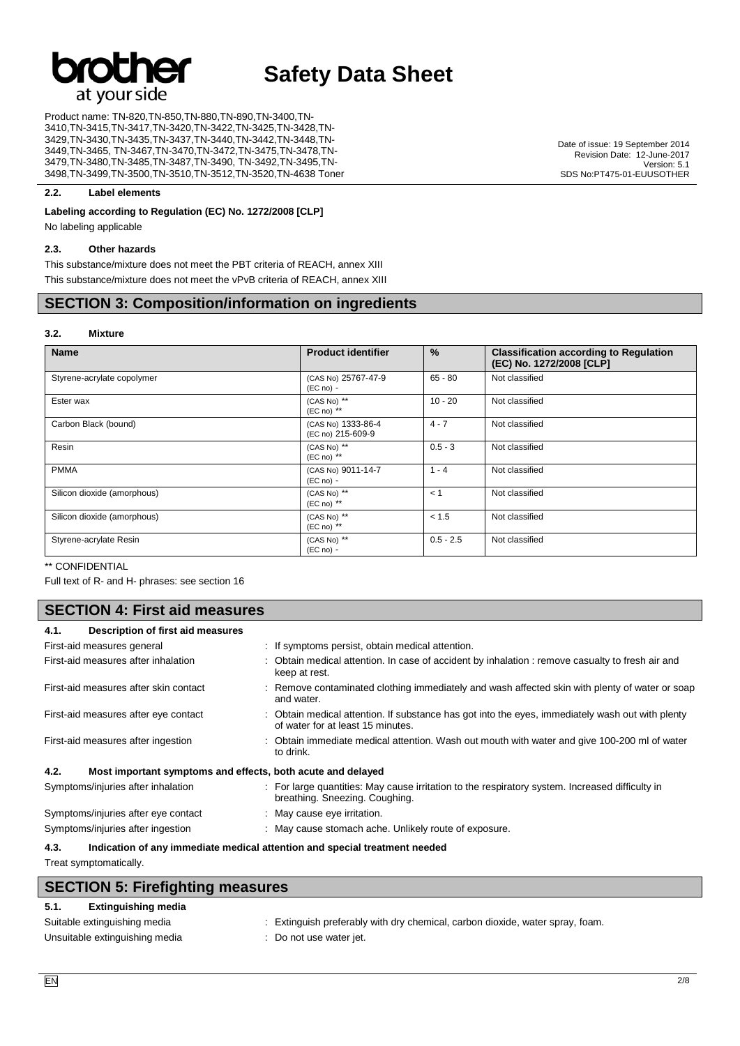### 2.2. Label elements

**Labeling according to Regulation (EC) No. 1272/2008 [CLP]**

No labeling applicable

### 2.3. Other hazards

This substance/mixture does not meet the PBT criteria of REACH, annex XIII

This substance/mixture does not meet the vPvB criteria of REACH, annex XIII

## SECTION 3: Composition/information on ingredients

### 3.2. Mixture

| Name | Product identifier | % | Classification according to Regulation (EC) No. 1272/2008 [CLP] |
|---|---|---|---|
| Styrene-acrylate copolymer | (CAS No) 25767-47-9<br>(EC no) - | 65 - 80 | Not classified |
| Ester wax | (CAS No) **<br>(EC no) ** | 10 - 20 | Not classified |
| Carbon Black (bound) | (CAS No) 1333-86-4<br>(EC no) 215-609-9 | 4 - 7 | Not classified |
| Resin | (CAS No) **<br>(EC no) ** | 0.5 - 3 | Not classified |
| PMMA | (CAS No) 9011-14-7<br>(EC no) - | 1 - 4 | Not classified |
| Silicon dioxide (amorphous) | (CAS No) **<br>(EC no) ** | < 1 | Not classified |
| Silicon dioxide (amorphous) | (CAS No) **<br>(EC no) ** | < 1.5 | Not classified |
| Styrene-acrylate Resin | (CAS No) **<br>(EC no) - | 0.5 - 2.5 | Not classified |

** CONFIDENTIAL

Full text of R- and H- phrases: see section 16

## SECTION 4: First aid measures

### 4.1. Description of first aid measures

First-aid measures general : If symptoms persist, obtain medical attention.

First-aid measures after inhalation : Obtain medical attention. In case of accident by inhalation : remove casualty to fresh air and keep at rest.

First-aid measures after skin contact : Remove contaminated clothing immediately and wash affected skin with plenty of water or soap and water.

First-aid measures after eye contact : Obtain medical attention. If substance has got into the eyes, immediately wash out with plenty of water for at least 15 minutes.

First-aid measures after ingestion : Obtain immediate medical attention. Wash out mouth with water and give 100-200 ml of water to drink.

### 4.2. Most important symptoms and effects, both acute and delayed

Symptoms/injuries after inhalation : For large quantities: May cause irritation to the respiratory system. Increased difficulty in breathing. Sneezing. Coughing.

Symptoms/injuries after eye contact : May cause eye irritation.

Symptoms/injuries after ingestion : May cause stomach ache. Unlikely route of exposure.

### 4.3. Indication of any immediate medical attention and special treatment needed

Treat symptomatically.

## SECTION 5: Firefighting measures

### 5.1. Extinguishing media

Suitable extinguishing media : Extinguish preferably with dry chemical, carbon dioxide, water spray, foam.

Unsuitable extinguishing media : Do not use water jet.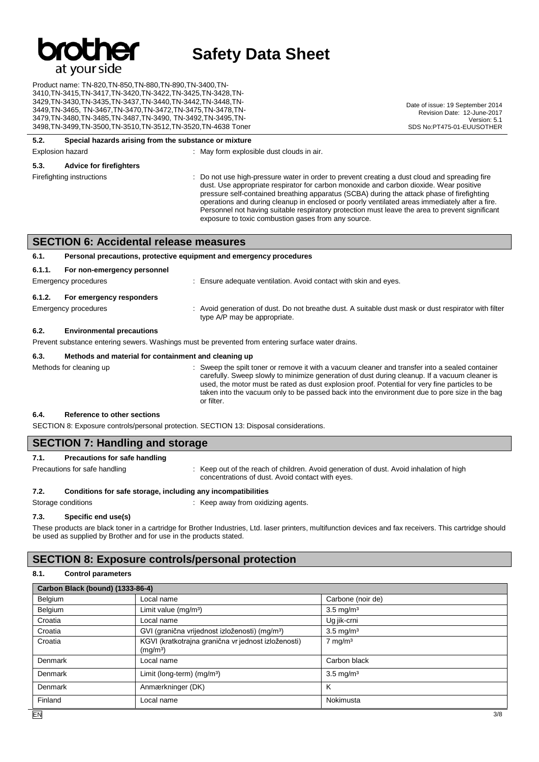#### 5.2. Special hazards arising from the substance or mixture

Explosion hazard : May form explosible dust clouds in air.

#### 5.3. Advice for firefighters

Firefighting instructions : Do not use high-pressure water in order to prevent creating a dust cloud and spreading fire dust. Use appropriate respirator for carbon monoxide and carbon dioxide. Wear positive pressure self-contained breathing apparatus (SCBA) during the attack phase of firefighting operations and during cleanup in enclosed or poorly ventilated areas immediately after a fire. Personnel not having suitable respiratory protection must leave the area to prevent significant exposure to toxic combustion gases from any source.

## SECTION 6: Accidental release measures

#### 6.1. Personal precautions, protective equipment and emergency procedures

##### 6.1.1. For non-emergency personnel

Emergency procedures : Ensure adequate ventilation. Avoid contact with skin and eyes.

##### 6.1.2. For emergency responders

Emergency procedures : Avoid generation of dust. Do not breathe dust. A suitable dust mask or dust respirator with filter type A/P may be appropriate.

#### 6.2. Environmental precautions

Prevent substance entering sewers. Washings must be prevented from entering surface water drains.

#### 6.3. Methods and material for containment and cleaning up

Methods for cleaning up : Sweep the spilt toner or remove it with a vacuum cleaner and transfer into a sealed container carefully. Sweep slowly to minimize generation of dust during cleanup. If a vacuum cleaner is used, the motor must be rated as dust explosion proof. Potential for very fine particles to be taken into the vacuum only to be passed back into the environment due to pore size in the bag or filter.

#### 6.4. Reference to other sections

SECTION 8: Exposure controls/personal protection. SECTION 13: Disposal considerations.

## SECTION 7: Handling and storage

#### 7.1. Precautions for safe handling

Precautions for safe handling : Keep out of the reach of children. Avoid generation of dust. Avoid inhalation of high concentrations of dust. Avoid contact with eyes.

#### 7.2. Conditions for safe storage, including any incompatibilities

Storage conditions : Keep away from oxidizing agents.

#### 7.3. Specific end use(s)

These products are black toner in a cartridge for Brother Industries, Ltd. laser printers, multifunction devices and fax receivers. This cartridge should be used as supplied by Brother and for use in the products stated.

## SECTION 8: Exposure controls/personal protection

#### 8.1. Control parameters

| Carbon Black (bound) (1333-86-4) | | |
|---|---|---|
| Belgium | Local name | Carbone (noir de) |
| Belgium | Limit value (mg/m³) | 3.5 mg/m³ |
| Croatia | Local name | Ug jik-crni |
| Croatia | GVI (granična vrijednost izloženosti) (mg/m³) | 3.5 mg/m³ |
| Croatia | KGVI (kratkotrajna granična vr jednost izloženosti) (mg/m³) | 7 mg/m³ |
| Denmark | Local name | Carbon black |
| Denmark | Limit (long-term) (mg/m³) | 3.5 mg/m³ |
| Denmark | Anmærkninger (DK) | K |
| Finland | Local name | Nokimusta |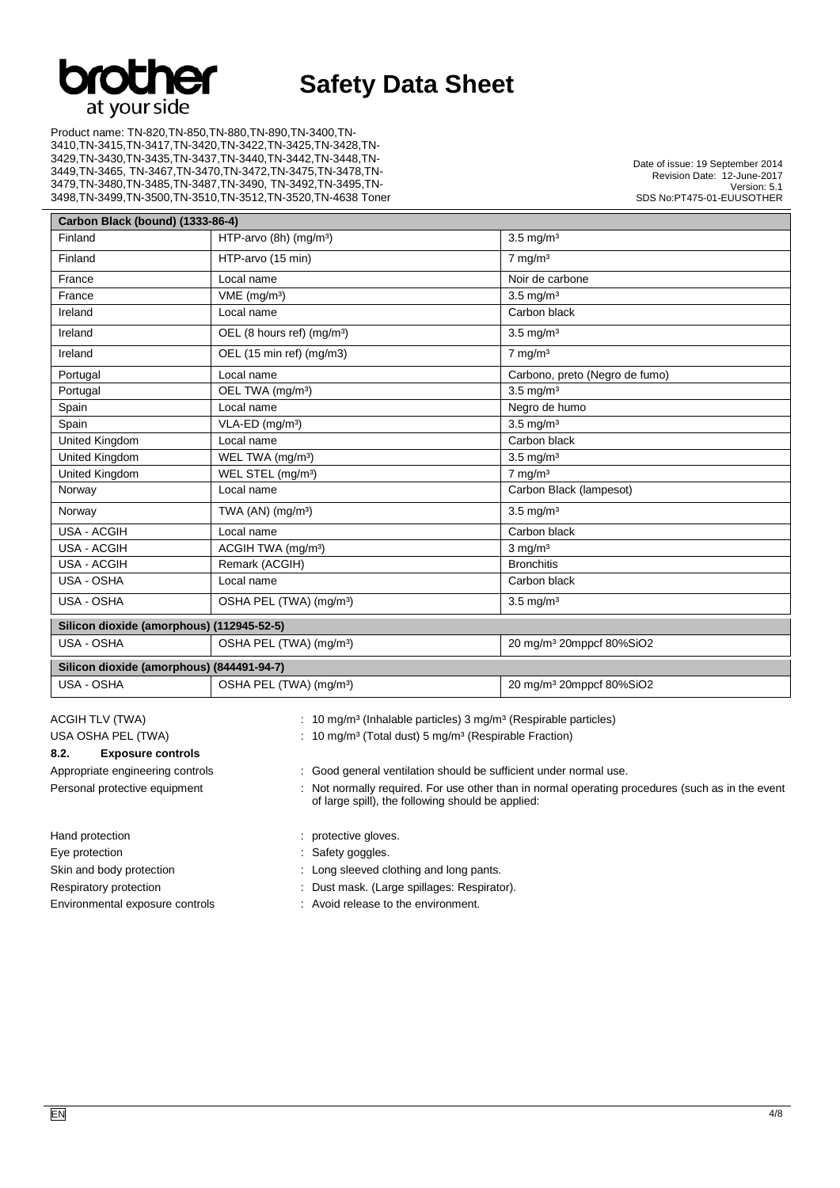| Carbon Black (bound) (1333-86-4) | | |
|---|---|---|
| Finland | HTP-arvo (8h) (mg/m³) | 3.5 mg/m³ |
| Finland | HTP-arvo (15 min) | 7 mg/m³ |
| France | Local name | Noir de carbone |
| France | VME (mg/m³) | 3.5 mg/m³ |
| Ireland | Local name | Carbon black |
| Ireland | OEL (8 hours ref) (mg/m³) | 3.5 mg/m³ |
| Ireland | OEL (15 min ref) (mg/m3) | 7 mg/m³ |
| Portugal | Local name | Carbono, preto (Negro de fumo) |
| Portugal | OEL TWA (mg/m³) | 3.5 mg/m³ |
| Spain | Local name | Negro de humo |
| Spain | VLA-ED (mg/m³) | 3.5 mg/m³ |
| United Kingdom | Local name | Carbon black |
| United Kingdom | WEL TWA (mg/m³) | 3.5 mg/m³ |
| United Kingdom | WEL STEL (mg/m³) | 7 mg/m³ |
| Norway | Local name | Carbon Black (lampesot) |
| Norway | TWA (AN) (mg/m³) | 3.5 mg/m³ |
| USA - ACGIH | Local name | Carbon black |
| USA - ACGIH | ACGIH TWA (mg/m³) | 3 mg/m³ |
| USA - ACGIH | Remark (ACGIH) | Bronchitis |
| USA - OSHA | Local name | Carbon black |
| USA - OSHA | OSHA PEL (TWA) (mg/m³) | 3.5 mg/m³ |
| **Silicon dioxide (amorphous) (112945-52-5)** | | |
| USA - OSHA | OSHA PEL (TWA) (mg/m³) | 20 mg/m³ 20mppcf 80%SiO2 |
| **Silicon dioxide (amorphous) (844491-94-7)** | | |
| USA - OSHA | OSHA PEL (TWA) (mg/m³) | 20 mg/m³ 20mppcf 80%SiO2 |

ACGIH TLV (TWA) : 10 mg/m³ (Inhalable particles) 3 mg/m³ (Respirable particles)

USA OSHA PEL (TWA) : 10 mg/m³ (Total dust) 5 mg/m³ (Respirable Fraction)

### 8.2. Exposure controls

Appropriate engineering controls : Good general ventilation should be sufficient under normal use.

Personal protective equipment : Not normally required. For use other than in normal operating procedures (such as in the event of large spill), the following should be applied:

Hand protection : protective gloves.

Eye protection : Safety goggles.

Skin and body protection : Long sleeved clothing and long pants.

Respiratory protection : Dust mask. (Large spillages: Respirator).

Environmental exposure controls : Avoid release to the environment.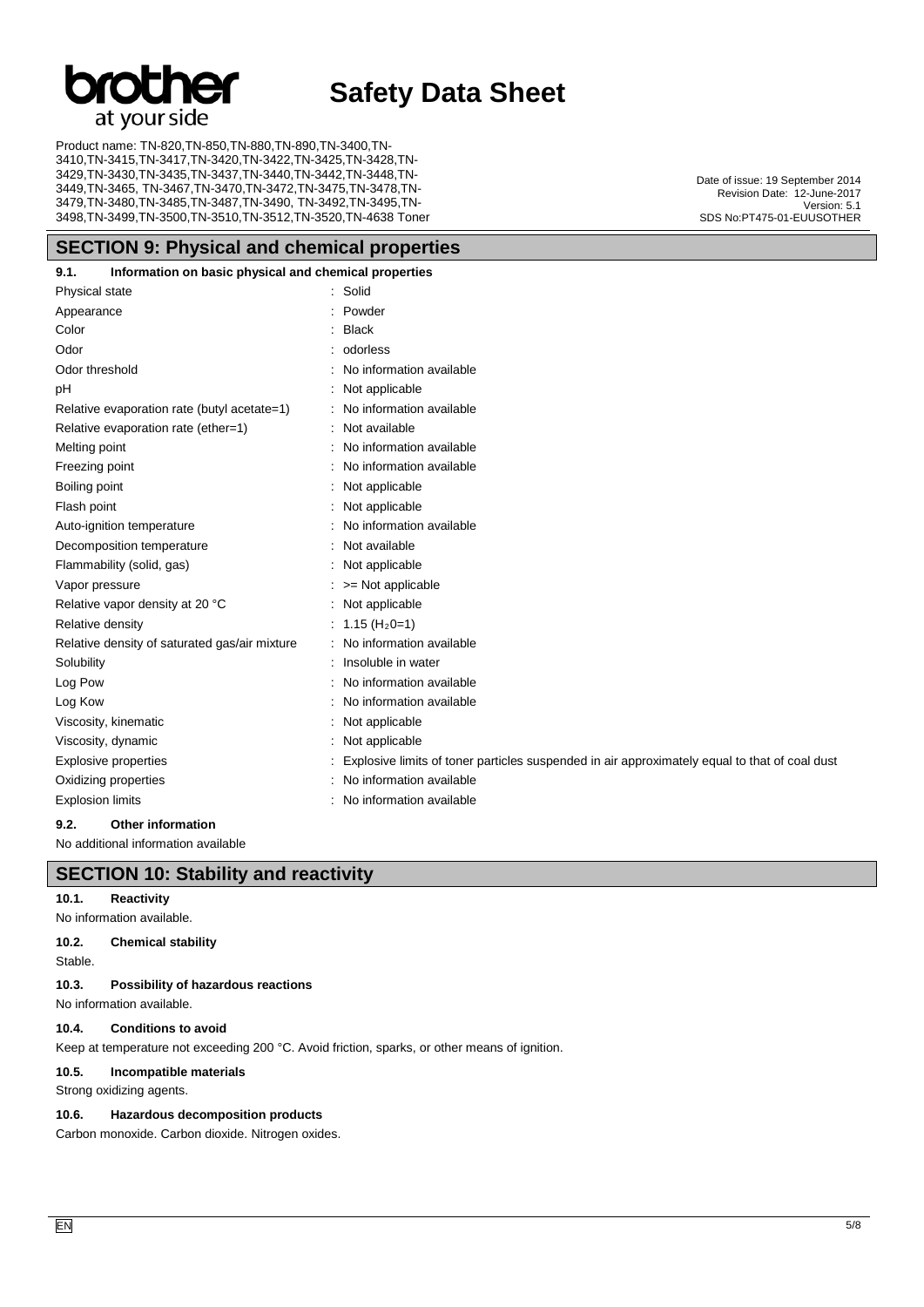## SECTION 9: Physical and chemical properties

### 9.1. Information on basic physical and chemical properties

| Property | Value |
|---|---|
| Physical state | Solid |
| Appearance | Powder |
| Color | Black |
| Odor | odorless |
| Odor threshold | No information available |
| pH | Not applicable |
| Relative evaporation rate (butyl acetate=1) | No information available |
| Relative evaporation rate (ether=1) | Not available |
| Melting point | No information available |
| Freezing point | No information available |
| Boiling point | Not applicable |
| Flash point | Not applicable |
| Auto-ignition temperature | No information available |
| Decomposition temperature | Not available |
| Flammability (solid, gas) | Not applicable |
| Vapor pressure | >= Not applicable |
| Relative vapor density at 20 °C | Not applicable |
| Relative density | 1.15 ($H_2O$=1) |
| Relative density of saturated gas/air mixture | No information available |
| Solubility | Insoluble in water |
| Log Pow | No information available |
| Log Kow | No information available |
| Viscosity, kinematic | Not applicable |
| Viscosity, dynamic | Not applicable |
| Explosive properties | Explosive limits of toner particles suspended in air approximately equal to that of coal dust |
| Oxidizing properties | No information available |
| Explosion limits | No information available |

### 9.2. Other information

No additional information available

## SECTION 10: Stability and reactivity

### 10.1. Reactivity

No information available.

### 10.2. Chemical stability

Stable.

### 10.3. Possibility of hazardous reactions

No information available.

### 10.4. Conditions to avoid

Keep at temperature not exceeding 200 °C. Avoid friction, sparks, or other means of ignition.

### 10.5. Incompatible materials

Strong oxidizing agents.

### 10.6. Hazardous decomposition products

Carbon monoxide. Carbon dioxide. Nitrogen oxides.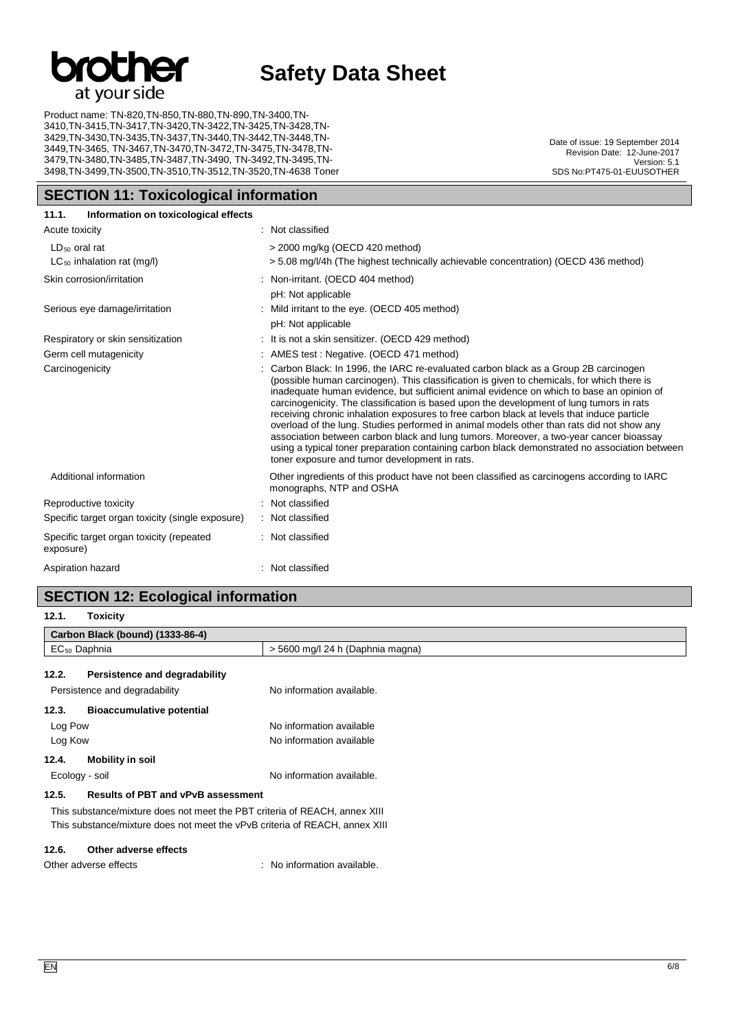## SECTION 11: Toxicological information

### 11.1. Information on toxicological effects

| | |
|---|---|
| Acute toxicity | : Not classified |
| $LD_{50}$ oral rat | > 2000 mg/kg (OECD 420 method) |
| $LC_{50}$ inhalation rat (mg/l) | > 5.08 mg/l/4h (The highest technically achievable concentration) (OECD 436 method) |
| Skin corrosion/irritation | : Non-irritant. (OECD 404 method)<br>pH: Not applicable |
| Serious eye damage/irritation | : Mild irritant to the eye. (OECD 405 method)<br>pH: Not applicable |
| Respiratory or skin sensitization | : It is not a skin sensitizer. (OECD 429 method) |
| Germ cell mutagenicity | : AMES test : Negative. (OECD 471 method) |
| Carcinogenicity | : Carbon Black: In 1996, the IARC re-evaluated carbon black as a Group 2B carcinogen (possible human carcinogen). This classification is given to chemicals, for which there is inadequate human evidence, but sufficient animal evidence on which to base an opinion of carcinogenicity. The classification is based upon the development of lung tumors in rats receiving chronic inhalation exposures to free carbon black at levels that induce particle overload of the lung. Studies performed in animal models other than rats did not show any association between carbon black and lung tumors. Moreover, a two-year cancer bioassay using a typical toner preparation containing carbon black demonstrated no association between toner exposure and tumor development in rats. |
| Additional information | Other ingredients of this product have not been classified as carcinogens according to IARC monographs, NTP and OSHA |
| Reproductive toxicity | : Not classified |
| Specific target organ toxicity (single exposure) | : Not classified |
| Specific target organ toxicity (repeated exposure) | : Not classified |
| Aspiration hazard | : Not classified |

## SECTION 12: Ecological information

### 12.1. Toxicity

| Carbon Black (bound) (1333-86-4) | |
|---|---|
| $EC_{50}$ Daphnia | > 5600 mg/l 24 h (Daphnia magna) |

### 12.2. Persistence and degradability

Persistence and degradability: No information available.

### 12.3. Bioaccumulative potential

Log Pow: No information available

Log Kow: No information available

### 12.4. Mobility in soil

Ecology - soil: No information available.

### 12.5. Results of PBT and vPvB assessment

This substance/mixture does not meet the PBT criteria of REACH, annex XIII

This substance/mixture does not meet the vPvB criteria of REACH, annex XIII

### 12.6. Other adverse effects

Other adverse effects : No information available.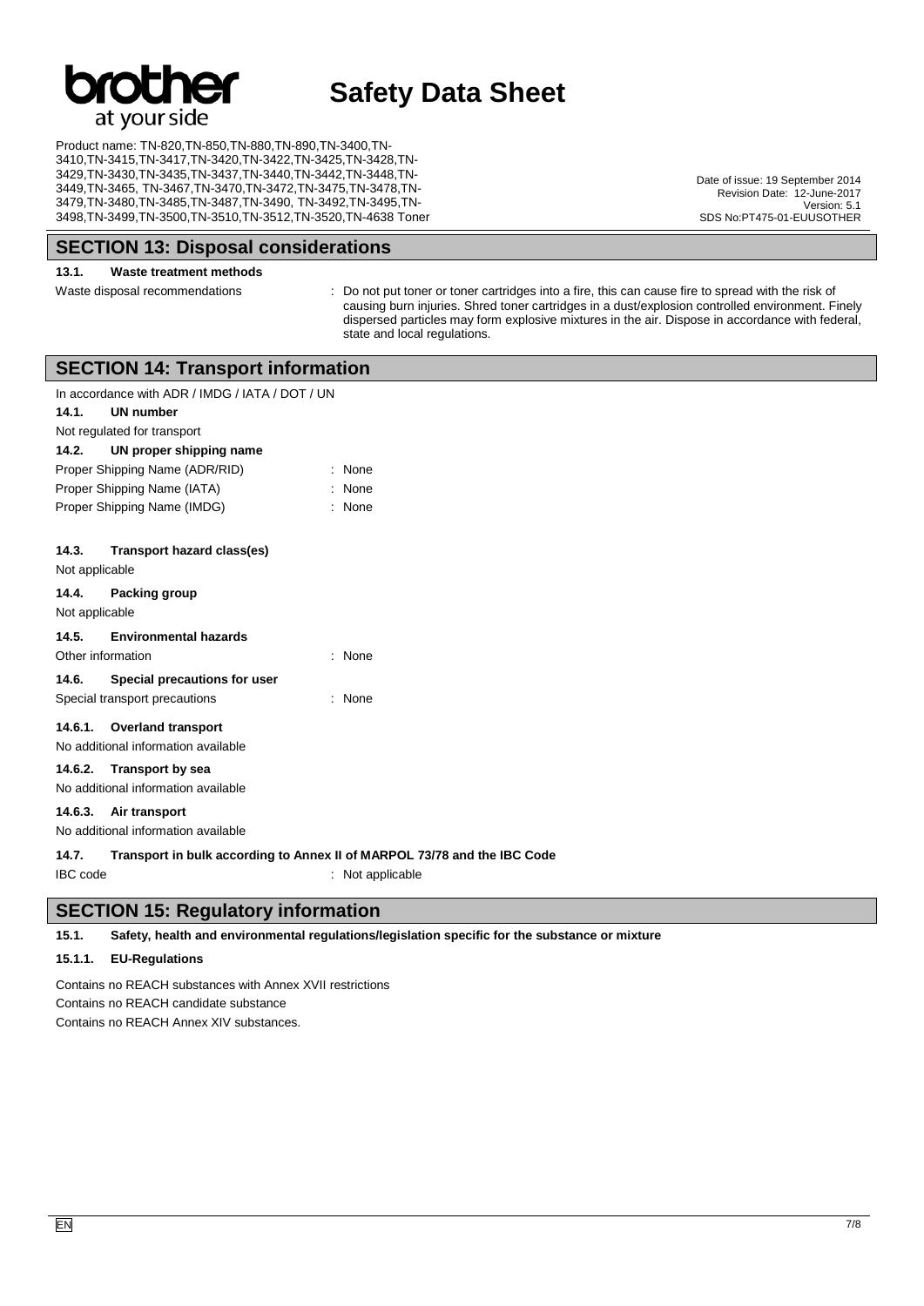## SECTION 13: Disposal considerations

### 13.1. Waste treatment methods

Waste disposal recommendations : Do not put toner or toner cartridges into a fire, this can cause fire to spread with the risk of causing burn injuries. Shred toner cartridges in a dust/explosion controlled environment. Finely dispersed particles may form explosive mixtures in the air. Dispose in accordance with federal, state and local regulations.

## SECTION 14: Transport information

In accordance with ADR / IMDG / IATA / DOT / UN

### 14.1. UN number

Not regulated for transport

### 14.2. UN proper shipping name

Proper Shipping Name (ADR/RID) : None

Proper Shipping Name (IATA) : None

Proper Shipping Name (IMDG) : None

### 14.3. Transport hazard class(es)

Not applicable

### 14.4. Packing group

Not applicable

### 14.5. Environmental hazards

Other information : None

### 14.6. Special precautions for user

Special transport precautions : None

#### 14.6.1. Overland transport

No additional information available

#### 14.6.2. Transport by sea

No additional information available

#### 14.6.3. Air transport

No additional information available

### 14.7. Transport in bulk according to Annex II of MARPOL 73/78 and the IBC Code

IBC code : Not applicable

## SECTION 15: Regulatory information

### 15.1. Safety, health and environmental regulations/legislation specific for the substance or mixture

#### 15.1.1. EU-Regulations

Contains no REACH substances with Annex XVII restrictions

Contains no REACH candidate substance

Contains no REACH Annex XIV substances.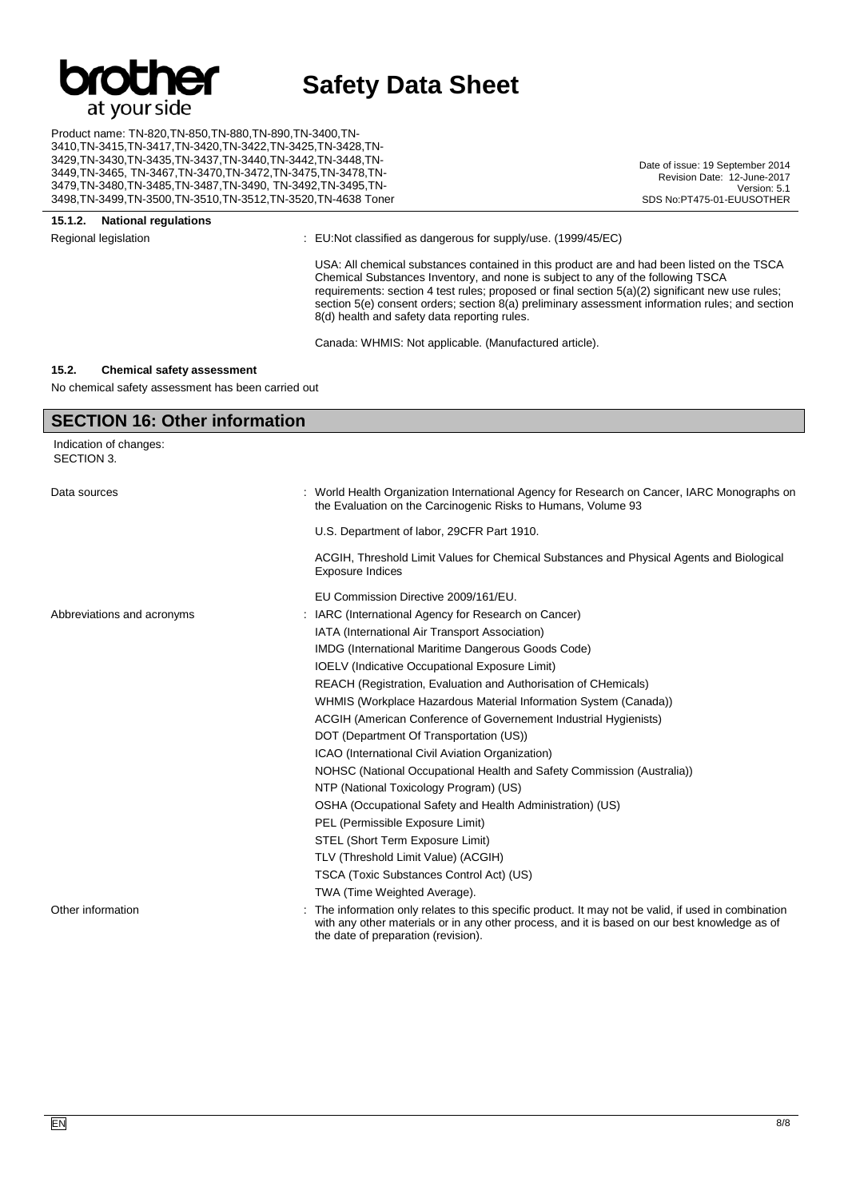#### 15.1.2. National regulations

Regional legislation : EU:Not classified as dangerous for supply/use. (1999/45/EC)

USA: All chemical substances contained in this product are and had been listed on the TSCA Chemical Substances Inventory, and none is subject to any of the following TSCA requirements: section 4 test rules; proposed or final section 5(a)(2) significant new use rules; section 5(e) consent orders; section 8(a) preliminary assessment information rules; and section 8(d) health and safety data reporting rules.

Canada: WHMIS: Not applicable. (Manufactured article).

#### 15.2. Chemical safety assessment

No chemical safety assessment has been carried out

## SECTION 16: Other information

Indication of changes:
SECTION 3.

Data sources : World Health Organization International Agency for Research on Cancer, IARC Monographs on the Evaluation on the Carcinogenic Risks to Humans, Volume 93

U.S. Department of labor, 29CFR Part 1910.

ACGIH, Threshold Limit Values for Chemical Substances and Physical Agents and Biological Exposure Indices

EU Commission Directive 2009/161/EU.

Abbreviations and acronyms : IARC (International Agency for Research on Cancer)

IATA (International Air Transport Association)

IMDG (International Maritime Dangerous Goods Code)

IOELV (Indicative Occupational Exposure Limit)

REACH (Registration, Evaluation and Authorisation of CHemicals)

WHMIS (Workplace Hazardous Material Information System (Canada))

ACGIH (American Conference of Governement Industrial Hygienists)

DOT (Department Of Transportation (US))

ICAO (International Civil Aviation Organization)

NOHSC (National Occupational Health and Safety Commission (Australia))

NTP (National Toxicology Program) (US)

OSHA (Occupational Safety and Health Administration) (US)

PEL (Permissible Exposure Limit)

STEL (Short Term Exposure Limit)

TLV (Threshold Limit Value) (ACGIH)

TSCA (Toxic Substances Control Act) (US)

TWA (Time Weighted Average).

Other information : The information only relates to this specific product. It may not be valid, if used in combination with any other materials or in any other process, and it is based on our best knowledge as of the date of preparation (revision).